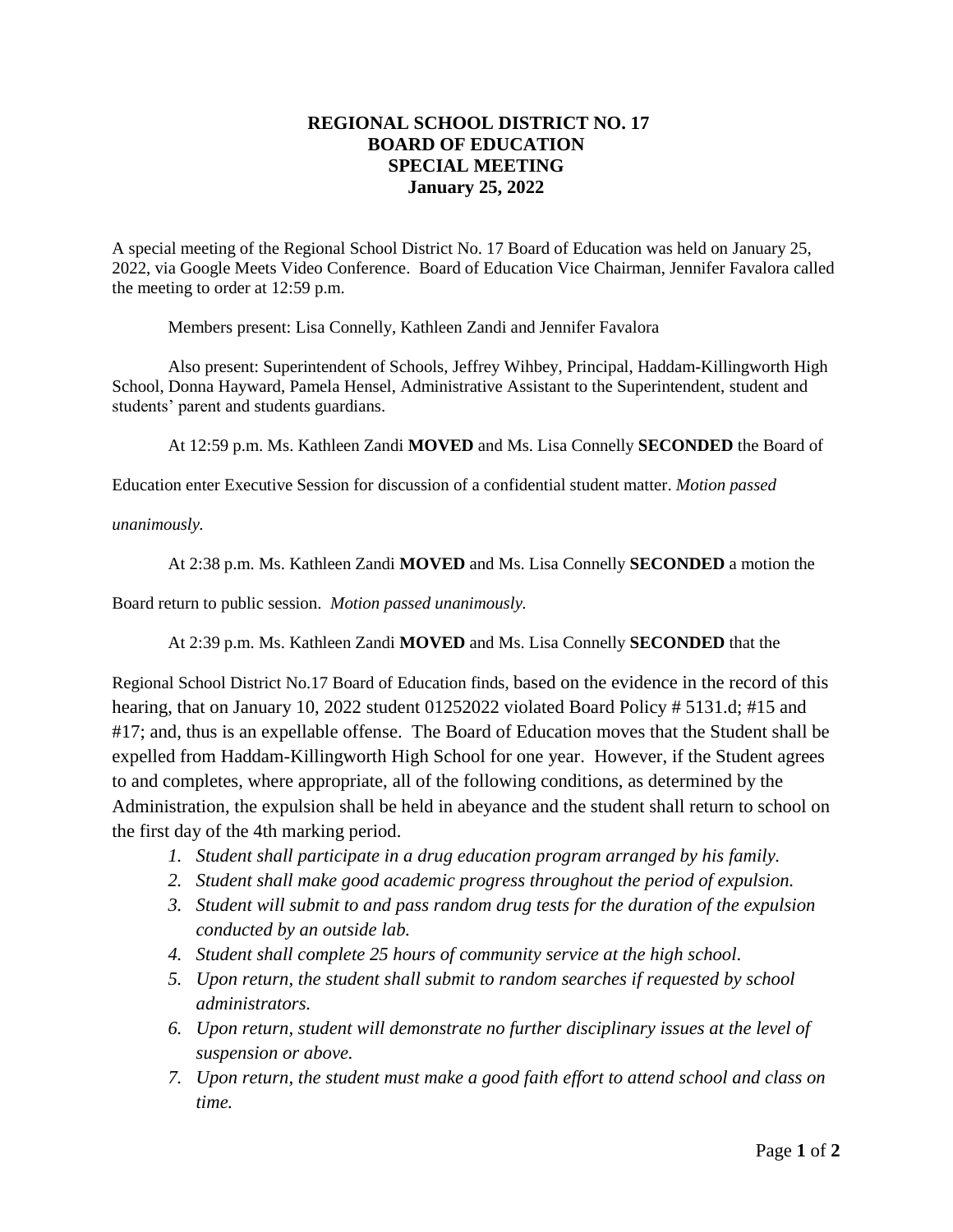# REGIONAL SCHOOL DISTRICT NO. 17
# BOARD OF EDUCATION
## SPECIAL MEETING
## January 25, 2022

A special meeting of the Regional School District No. 17 Board of Education was held on January 25, 2022, via Google Meets Video Conference. Board of Education Vice Chairman, Jennifer Favalora called the meeting to order at 12:59 p.m.

Members present: Lisa Connelly, Kathleen Zandi and Jennifer Favalora

Also present: Superintendent of Schools, Jeffrey Wihbey, Principal, Haddam-Killingworth High School, Donna Hayward, Pamela Hensel, Administrative Assistant to the Superintendent, student and students' parent and students guardians.

At 12:59 p.m. Ms. Kathleen Zandi **MOVED** and Ms. Lisa Connelly **SECONDED** the Board of Education enter Executive Session for discussion of a confidential student matter. *Motion passed unanimously.*

At 2:38 p.m. Ms. Kathleen Zandi **MOVED** and Ms. Lisa Connelly **SECONDED** a motion the Board return to public session. *Motion passed unanimously.*

At 2:39 p.m. Ms. Kathleen Zandi **MOVED** and Ms. Lisa Connelly **SECONDED** that the Regional School District No.17 Board of Education finds, based on the evidence in the record of this hearing, that on January 10, 2022 student 01252022 violated Board Policy # 5131.d; #15 and #17; and, thus is an expellable offense. The Board of Education moves that the Student shall be expelled from Haddam-Killingworth High School for one year. However, if the Student agrees to and completes, where appropriate, all of the following conditions, as determined by the Administration, the expulsion shall be held in abeyance and the student shall return to school on the first day of the 4th marking period.

1. *Student shall participate in a drug education program arranged by his family.*
2. *Student shall make good academic progress throughout the period of expulsion.*
3. *Student will submit to and pass random drug tests for the duration of the expulsion conducted by an outside lab.*
4. *Student shall complete 25 hours of community service at the high school.*
5. *Upon return, the student shall submit to random searches if requested by school administrators.*
6. *Upon return, student will demonstrate no further disciplinary issues at the level of suspension or above.*
7. *Upon return, the student must make a good faith effort to attend school and class on time.*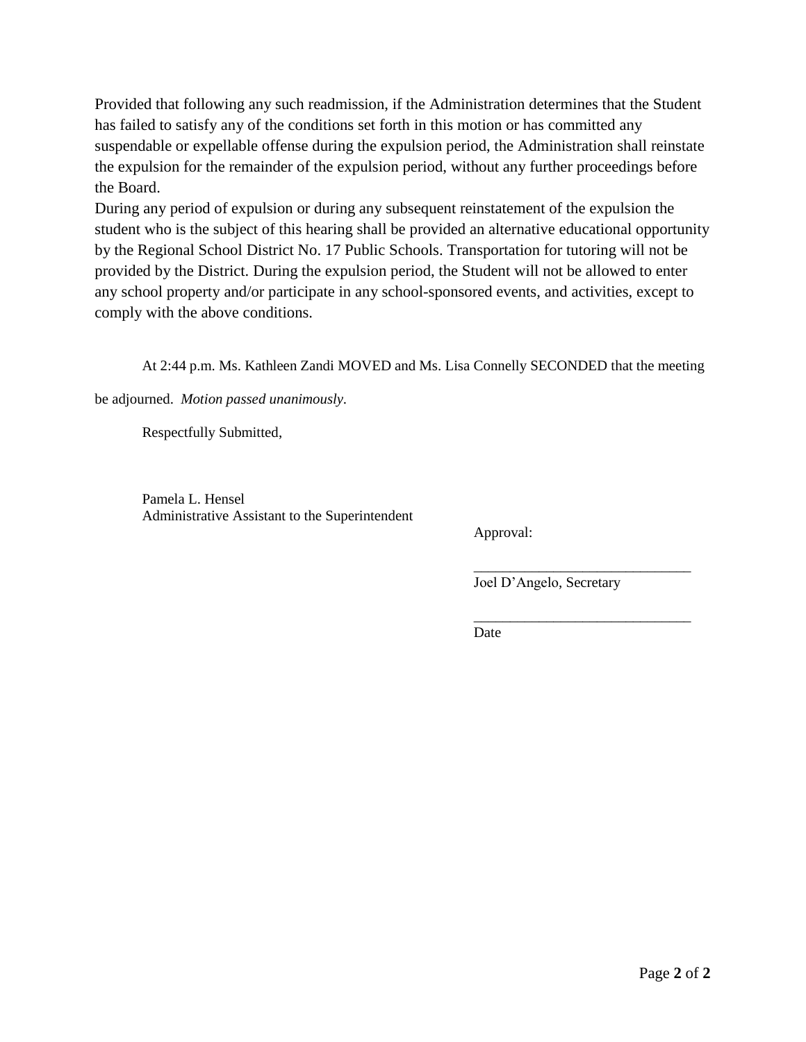Provided that following any such readmission, if the Administration determines that the Student has failed to satisfy any of the conditions set forth in this motion or has committed any suspendable or expellable offense during the expulsion period, the Administration shall reinstate the expulsion for the remainder of the expulsion period, without any further proceedings before the Board.

During any period of expulsion or during any subsequent reinstatement of the expulsion the student who is the subject of this hearing shall be provided an alternative educational opportunity by the Regional School District No. 17 Public Schools. Transportation for tutoring will not be provided by the District. During the expulsion period, the Student will not be allowed to enter any school property and/or participate in any school-sponsored events, and activities, except to comply with the above conditions.

At 2:44 p.m. Ms. Kathleen Zandi MOVED and Ms. Lisa Connelly SECONDED that the meeting be adjourned. *Motion passed unanimously.*

Respectfully Submitted,

Pamela L. Hensel
Administrative Assistant to the Superintendent

Approval:

\_\_\_\_\_\_\_\_\_\_\_\_\_\_\_\_\_\_\_\_\_\_\_\_\_\_\_\_\_\_
Joel D'Angelo, Secretary

\_\_\_\_\_\_\_\_\_\_\_\_\_\_\_\_\_\_\_\_\_\_\_\_\_\_\_\_\_\_
Date